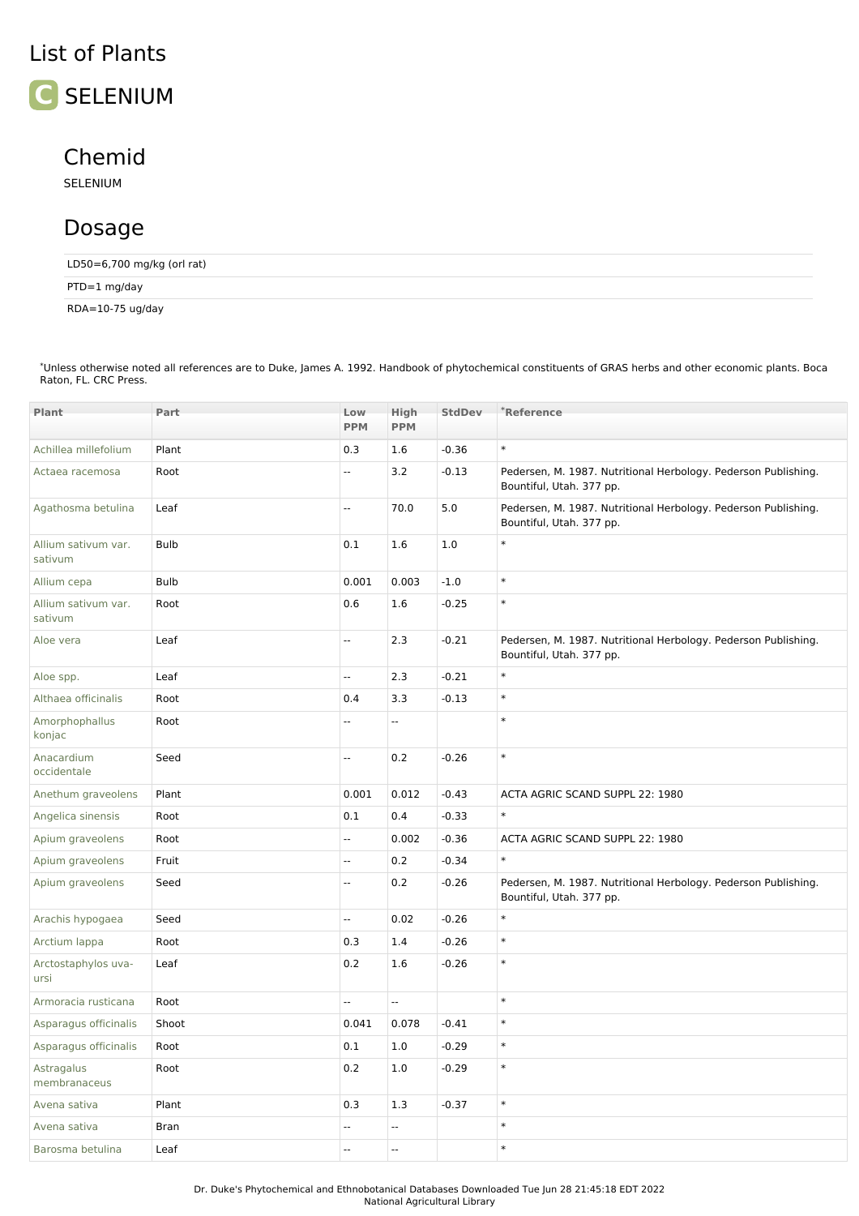# List of Plants

## SELENIUM

### Chemid

SELENIUM

### Dosage

LD50=6,700 mg/kg (orl rat)

PTD=1 mg/day

RDA=10-75 ug/day

*Unless otherwise noted all references are to Duke, James A. 1992. Handbook of phytochemical constituents of GRAS herbs and other economic plants. Boca Raton, FL. CRC Press.

| Plant | Part | Low PPM | High PPM | StdDev | *Reference |
|---|---|---|---|---|---|
| Achillea millefolium | Plant | 0.3 | 1.6 | -0.36 | * |
| Actaea racemosa | Root | -- | 3.2 | -0.13 | Pedersen, M. 1987. Nutritional Herbology. Pederson Publishing. Bountiful, Utah. 377 pp. |
| Agathosma betulina | Leaf | -- | 70.0 | 5.0 | Pedersen, M. 1987. Nutritional Herbology. Pederson Publishing. Bountiful, Utah. 377 pp. |
| Allium sativum var. sativum | Bulb | 0.1 | 1.6 | 1.0 | * |
| Allium cepa | Bulb | 0.001 | 0.003 | -1.0 | * |
| Allium sativum var. sativum | Root | 0.6 | 1.6 | -0.25 | * |
| Aloe vera | Leaf | -- | 2.3 | -0.21 | Pedersen, M. 1987. Nutritional Herbology. Pederson Publishing. Bountiful, Utah. 377 pp. |
| Aloe spp. | Leaf | -- | 2.3 | -0.21 | * |
| Althaea officinalis | Root | 0.4 | 3.3 | -0.13 | * |
| Amorphophallus konjac | Root | -- | -- | | * |
| Anacardium occidentale | Seed | -- | 0.2 | -0.26 | * |
| Anethum graveolens | Plant | 0.001 | 0.012 | -0.43 | ACTA AGRIC SCAND SUPPL 22: 1980 |
| Angelica sinensis | Root | 0.1 | 0.4 | -0.33 | * |
| Apium graveolens | Root | -- | 0.002 | -0.36 | ACTA AGRIC SCAND SUPPL 22: 1980 |
| Apium graveolens | Fruit | -- | 0.2 | -0.34 | * |
| Apium graveolens | Seed | -- | 0.2 | -0.26 | Pedersen, M. 1987. Nutritional Herbology. Pederson Publishing. Bountiful, Utah. 377 pp. |
| Arachis hypogaea | Seed | -- | 0.02 | -0.26 | * |
| Arctium lappa | Root | 0.3 | 1.4 | -0.26 | * |
| Arctostaphylos uva-ursi | Leaf | 0.2 | 1.6 | -0.26 | * |
| Armoracia rusticana | Root | -- | -- | | * |
| Asparagus officinalis | Shoot | 0.041 | 0.078 | -0.41 | * |
| Asparagus officinalis | Root | 0.1 | 1.0 | -0.29 | * |
| Astragalus membranaceus | Root | 0.2 | 1.0 | -0.29 | * |
| Avena sativa | Plant | 0.3 | 1.3 | -0.37 | * |
| Avena sativa | Bran | -- | -- | | * |
| Barosma betulina | Leaf | -- | -- | | * |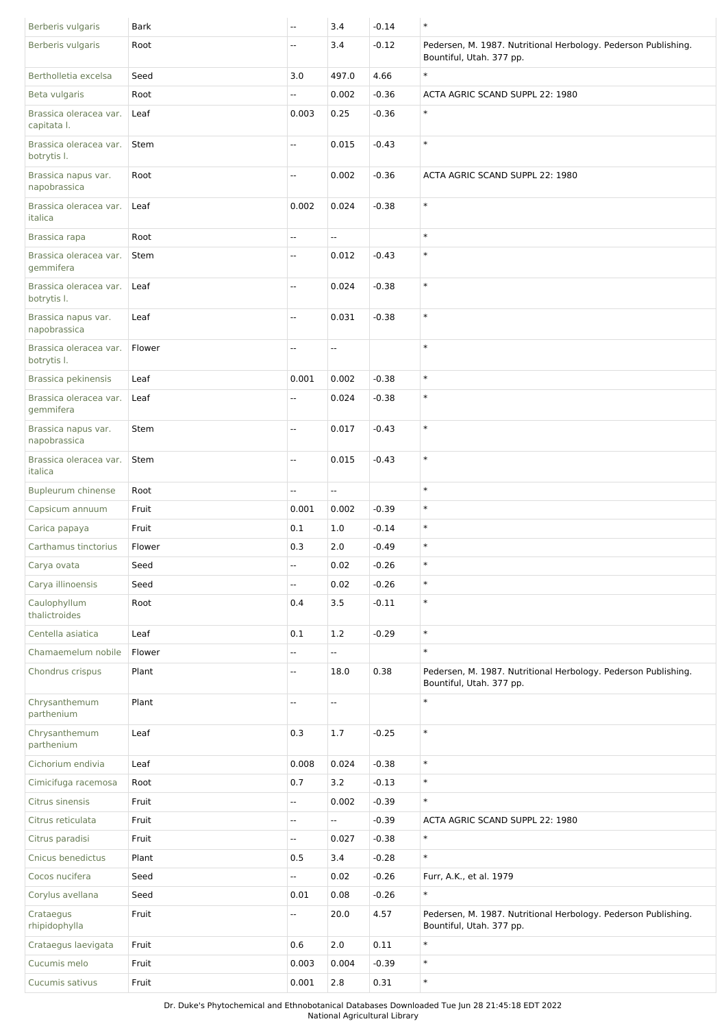| | | | | | |
|---|---|---|---|---|---|
| Berberis vulgaris | Bark | -- | 3.4 | -0.14 | * |
| Berberis vulgaris | Root | -- | 3.4 | -0.12 | Pedersen, M. 1987. Nutritional Herbology. Pederson Publishing. Bountiful, Utah. 377 pp. |
| Bertholletia excelsa | Seed | 3.0 | 497.0 | 4.66 | * |
| Beta vulgaris | Root | -- | 0.002 | -0.36 | ACTA AGRIC SCAND SUPPL 22: 1980 |
| Brassica oleracea var. capitata l. | Leaf | 0.003 | 0.25 | -0.36 | * |
| Brassica oleracea var. botrytis l. | Stem | -- | 0.015 | -0.43 | * |
| Brassica napus var. napobrassica | Root | -- | 0.002 | -0.36 | ACTA AGRIC SCAND SUPPL 22: 1980 |
| Brassica oleracea var. italica | Leaf | 0.002 | 0.024 | -0.38 | * |
| Brassica rapa | Root | -- | -- | | * |
| Brassica oleracea var. gemmifera | Stem | -- | 0.012 | -0.43 | * |
| Brassica oleracea var. botrytis l. | Leaf | -- | 0.024 | -0.38 | * |
| Brassica napus var. napobrassica | Leaf | -- | 0.031 | -0.38 | * |
| Brassica oleracea var. botrytis l. | Flower | -- | -- | | * |
| Brassica pekinensis | Leaf | 0.001 | 0.002 | -0.38 | * |
| Brassica oleracea var. gemmifera | Leaf | -- | 0.024 | -0.38 | * |
| Brassica napus var. napobrassica | Stem | -- | 0.017 | -0.43 | * |
| Brassica oleracea var. italica | Stem | -- | 0.015 | -0.43 | * |
| Bupleurum chinense | Root | -- | -- | | * |
| Capsicum annuum | Fruit | 0.001 | 0.002 | -0.39 | * |
| Carica papaya | Fruit | 0.1 | 1.0 | -0.14 | * |
| Carthamus tinctorius | Flower | 0.3 | 2.0 | -0.49 | * |
| Carya ovata | Seed | -- | 0.02 | -0.26 | * |
| Carya illinoensis | Seed | -- | 0.02 | -0.26 | * |
| Caulophyllum thalictroides | Root | 0.4 | 3.5 | -0.11 | * |
| Centella asiatica | Leaf | 0.1 | 1.2 | -0.29 | * |
| Chamaemelum nobile | Flower | -- | -- | | * |
| Chondrus crispus | Plant | -- | 18.0 | 0.38 | Pedersen, M. 1987. Nutritional Herbology. Pederson Publishing. Bountiful, Utah. 377 pp. |
| Chrysanthemum parthenium | Plant | -- | -- | | * |
| Chrysanthemum parthenium | Leaf | 0.3 | 1.7 | -0.25 | * |
| Cichorium endivia | Leaf | 0.008 | 0.024 | -0.38 | * |
| Cimicifuga racemosa | Root | 0.7 | 3.2 | -0.13 | * |
| Citrus sinensis | Fruit | -- | 0.002 | -0.39 | * |
| Citrus reticulata | Fruit | -- | -- | -0.39 | ACTA AGRIC SCAND SUPPL 22: 1980 |
| Citrus paradisi | Fruit | -- | 0.027 | -0.38 | * |
| Cnicus benedictus | Plant | 0.5 | 3.4 | -0.28 | * |
| Cocos nucifera | Seed | -- | 0.02 | -0.26 | Furr, A.K., et al. 1979 |
| Corylus avellana | Seed | 0.01 | 0.08 | -0.26 | * |
| Crataegus rhipidophylla | Fruit | -- | 20.0 | 4.57 | Pedersen, M. 1987. Nutritional Herbology. Pederson Publishing. Bountiful, Utah. 377 pp. |
| Crataegus laevigata | Fruit | 0.6 | 2.0 | 0.11 | * |
| Cucumis melo | Fruit | 0.003 | 0.004 | -0.39 | * |
| Cucumis sativus | Fruit | 0.001 | 2.8 | 0.31 | * |

Dr. Duke's Phytochemical and Ethnobotanical Databases Downloaded Tue Jun 28 21:45:18 EDT 2022
National Agricultural Library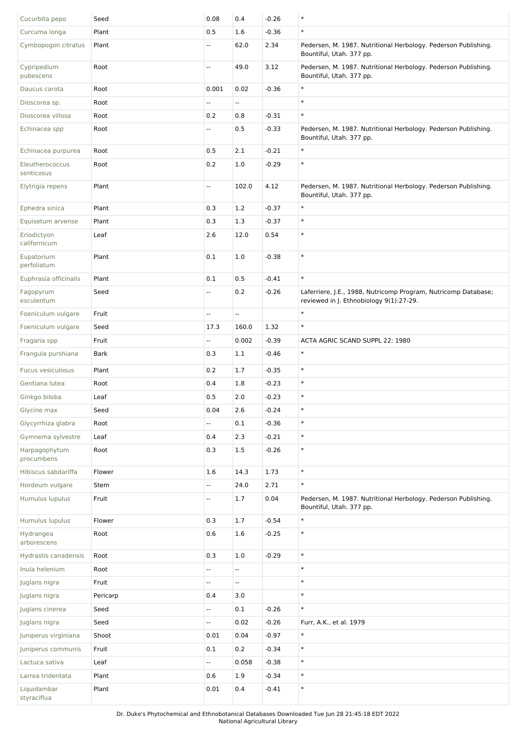| | | | | | |
|---|---|---|---|---|---|
| Cucurbita pepo | Seed | 0.08 | 0.4 | -0.26 | * |
| Curcuma longa | Plant | 0.5 | 1.6 | -0.36 | * |
| Cymbopogon citratus | Plant | -- | 62.0 | 2.34 | Pedersen, M. 1987. Nutritional Herbology. Pederson Publishing. Bountiful, Utah. 377 pp. |
| Cypripedium pubescens | Root | -- | 49.0 | 3.12 | Pedersen, M. 1987. Nutritional Herbology. Pederson Publishing. Bountiful, Utah. 377 pp. |
| Daucus carota | Root | 0.001 | 0.02 | -0.36 | * |
| Dioscorea sp. | Root | -- | -- | | * |
| Dioscorea villosa | Root | 0.2 | 0.8 | -0.31 | * |
| Echinacea spp | Root | -- | 0.5 | -0.33 | Pedersen, M. 1987. Nutritional Herbology. Pederson Publishing. Bountiful, Utah. 377 pp. |
| Echinacea purpurea | Root | 0.5 | 2.1 | -0.21 | * |
| Eleutherococcus senticosus | Root | 0.2 | 1.0 | -0.29 | * |
| Elytrigia repens | Plant | -- | 102.0 | 4.12 | Pedersen, M. 1987. Nutritional Herbology. Pederson Publishing. Bountiful, Utah. 377 pp. |
| Ephedra sinica | Plant | 0.3 | 1.2 | -0.37 | * |
| Equisetum arvense | Plant | 0.3 | 1.3 | -0.37 | * |
| Eriodictyon californicum | Leaf | 2.6 | 12.0 | 0.54 | * |
| Eupatorium perfoliatum | Plant | 0.1 | 1.0 | -0.38 | * |
| Euphrasia officinalis | Plant | 0.1 | 0.5 | -0.41 | * |
| Fagopyrum esculentum | Seed | -- | 0.2 | -0.26 | Laferriere, J.E., 1988, Nutricomp Program, Nutricomp Database; reviewed in J. Ethnobiology 9(1):27-29. |
| Foeniculum vulgare | Fruit | -- | -- | | * |
| Foeniculum vulgare | Seed | 17.3 | 160.0 | 1.32 | * |
| Fragaria spp | Fruit | -- | 0.002 | -0.39 | ACTA AGRIC SCAND SUPPL 22: 1980 |
| Frangula purshiana | Bark | 0.3 | 1.1 | -0.46 | * |
| Fucus vesiculosus | Plant | 0.2 | 1.7 | -0.35 | * |
| Gentiana lutea | Root | 0.4 | 1.8 | -0.23 | * |
| Ginkgo biloba | Leaf | 0.5 | 2.0 | -0.23 | * |
| Glycine max | Seed | 0.04 | 2.6 | -0.24 | * |
| Glycyrrhiza glabra | Root | -- | 0.1 | -0.36 | * |
| Gymnema sylvestre | Leaf | 0.4 | 2.3 | -0.21 | * |
| Harpagophytum procumbens | Root | 0.3 | 1.5 | -0.26 | * |
| Hibiscus sabdariffa | Flower | 1.6 | 14.3 | 1.73 | * |
| Hordeum vulgare | Stem | -- | 24.0 | 2.71 | * |
| Humulus lupulus | Fruit | -- | 1.7 | 0.04 | Pedersen, M. 1987. Nutritional Herbology. Pederson Publishing. Bountiful, Utah. 377 pp. |
| Humulus lupulus | Flower | 0.3 | 1.7 | -0.54 | * |
| Hydrangea arborescens | Root | 0.6 | 1.6 | -0.25 | * |
| Hydrastis canadensis | Root | 0.3 | 1.0 | -0.29 | * |
| Inula helenium | Root | -- | -- | | * |
| Juglans nigra | Fruit | -- | -- | | * |
| Juglans nigra | Pericarp | 0.4 | 3.0 | | * |
| Juglans cinerea | Seed | -- | 0.1 | -0.26 | * |
| Juglans nigra | Seed | -- | 0.02 | -0.26 | Furr, A.K., et al. 1979 |
| Juniperus virginiana | Shoot | 0.01 | 0.04 | -0.97 | * |
| Juniperus communis | Fruit | 0.1 | 0.2 | -0.34 | * |
| Lactuca sativa | Leaf | -- | 0.058 | -0.38 | * |
| Larrea tridentata | Plant | 0.6 | 1.9 | -0.34 | * |
| Liquidambar styraciflua | Plant | 0.01 | 0.4 | -0.41 | * |

Dr. Duke's Phytochemical and Ethnobotanical Databases Downloaded Tue Jun 28 21:45:18 EDT 2022
National Agricultural Library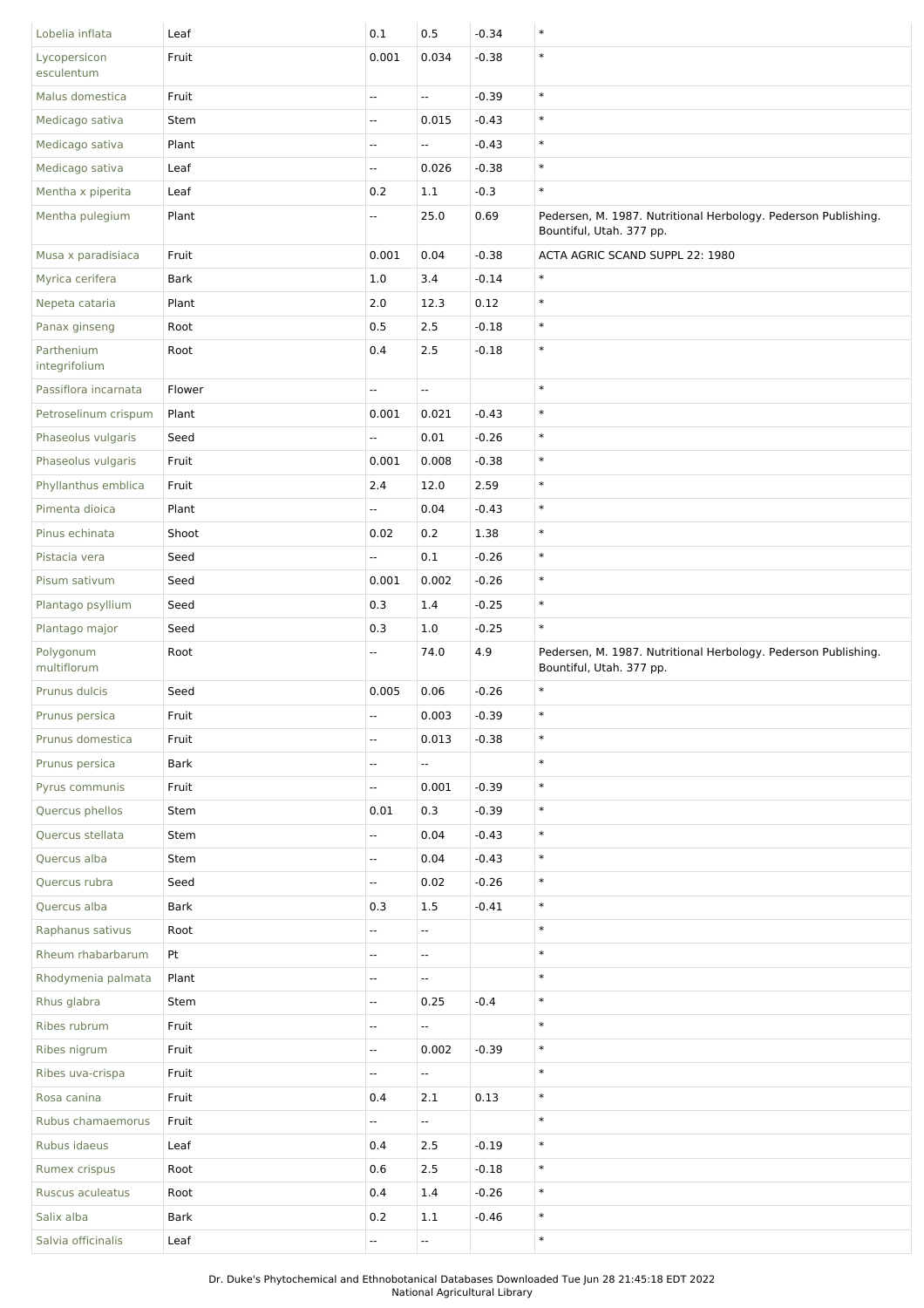| | | | | | |
|---|---|---|---|---|---|
| Lobelia inflata | Leaf | 0.1 | 0.5 | -0.34 | * |
| Lycopersicon esculentum | Fruit | 0.001 | 0.034 | -0.38 | * |
| Malus domestica | Fruit | -- | -- | -0.39 | * |
| Medicago sativa | Stem | -- | 0.015 | -0.43 | * |
| Medicago sativa | Plant | -- | -- | -0.43 | * |
| Medicago sativa | Leaf | -- | 0.026 | -0.38 | * |
| Mentha x piperita | Leaf | 0.2 | 1.1 | -0.3 | * |
| Mentha pulegium | Plant | -- | 25.0 | 0.69 | Pedersen, M. 1987. Nutritional Herbology. Pederson Publishing. Bountiful, Utah. 377 pp. |
| Musa x paradisiaca | Fruit | 0.001 | 0.04 | -0.38 | ACTA AGRIC SCAND SUPPL 22: 1980 |
| Myrica cerifera | Bark | 1.0 | 3.4 | -0.14 | * |
| Nepeta cataria | Plant | 2.0 | 12.3 | 0.12 | * |
| Panax ginseng | Root | 0.5 | 2.5 | -0.18 | * |
| Parthenium integrifolium | Root | 0.4 | 2.5 | -0.18 | * |
| Passiflora incarnata | Flower | -- | -- | | * |
| Petroselinum crispum | Plant | 0.001 | 0.021 | -0.43 | * |
| Phaseolus vulgaris | Seed | -- | 0.01 | -0.26 | * |
| Phaseolus vulgaris | Fruit | 0.001 | 0.008 | -0.38 | * |
| Phyllanthus emblica | Fruit | 2.4 | 12.0 | 2.59 | * |
| Pimenta dioica | Plant | -- | 0.04 | -0.43 | * |
| Pinus echinata | Shoot | 0.02 | 0.2 | 1.38 | * |
| Pistacia vera | Seed | -- | 0.1 | -0.26 | * |
| Pisum sativum | Seed | 0.001 | 0.002 | -0.26 | * |
| Plantago psyllium | Seed | 0.3 | 1.4 | -0.25 | * |
| Plantago major | Seed | 0.3 | 1.0 | -0.25 | * |
| Polygonum multiflorum | Root | -- | 74.0 | 4.9 | Pedersen, M. 1987. Nutritional Herbology. Pederson Publishing. Bountiful, Utah. 377 pp. |
| Prunus dulcis | Seed | 0.005 | 0.06 | -0.26 | * |
| Prunus persica | Fruit | -- | 0.003 | -0.39 | * |
| Prunus domestica | Fruit | -- | 0.013 | -0.38 | * |
| Prunus persica | Bark | -- | -- | | * |
| Pyrus communis | Fruit | -- | 0.001 | -0.39 | * |
| Quercus phellos | Stem | 0.01 | 0.3 | -0.39 | * |
| Quercus stellata | Stem | -- | 0.04 | -0.43 | * |
| Quercus alba | Stem | -- | 0.04 | -0.43 | * |
| Quercus rubra | Seed | -- | 0.02 | -0.26 | * |
| Quercus alba | Bark | 0.3 | 1.5 | -0.41 | * |
| Raphanus sativus | Root | -- | -- | | * |
| Rheum rhabarbarum | Pt | -- | -- | | * |
| Rhodymenia palmata | Plant | -- | -- | | * |
| Rhus glabra | Stem | -- | 0.25 | -0.4 | * |
| Ribes rubrum | Fruit | -- | -- | | * |
| Ribes nigrum | Fruit | -- | 0.002 | -0.39 | * |
| Ribes uva-crispa | Fruit | -- | -- | | * |
| Rosa canina | Fruit | 0.4 | 2.1 | 0.13 | * |
| Rubus chamaemorus | Fruit | -- | -- | | * |
| Rubus idaeus | Leaf | 0.4 | 2.5 | -0.19 | * |
| Rumex crispus | Root | 0.6 | 2.5 | -0.18 | * |
| Ruscus aculeatus | Root | 0.4 | 1.4 | -0.26 | * |
| Salix alba | Bark | 0.2 | 1.1 | -0.46 | * |
| Salvia officinalis | Leaf | -- | -- | | * |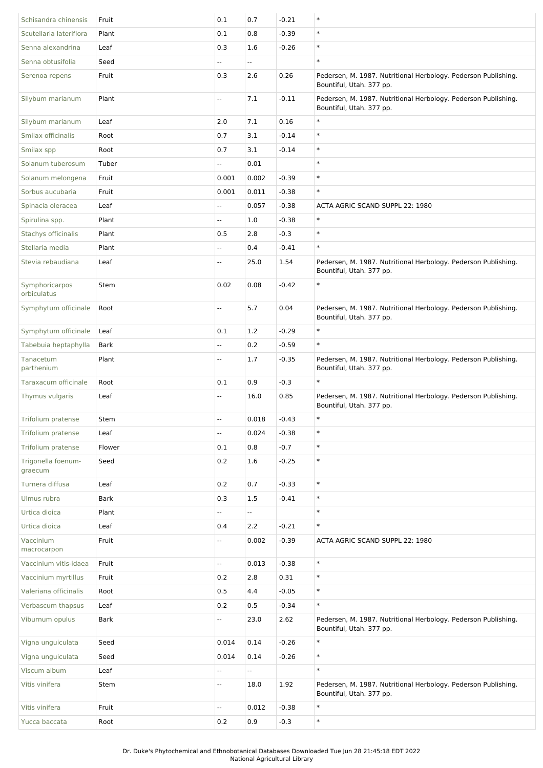| | | | | | |
|---|---|---|---|---|---|
| Schisandra chinensis | Fruit | 0.1 | 0.7 | -0.21 | * |
| Scutellaria lateriflora | Plant | 0.1 | 0.8 | -0.39 | * |
| Senna alexandrina | Leaf | 0.3 | 1.6 | -0.26 | * |
| Senna obtusifolia | Seed | -- | -- | | * |
| Serenoa repens | Fruit | 0.3 | 2.6 | 0.26 | Pedersen, M. 1987. Nutritional Herbology. Pederson Publishing. Bountiful, Utah. 377 pp. |
| Silybum marianum | Plant | -- | 7.1 | -0.11 | Pedersen, M. 1987. Nutritional Herbology. Pederson Publishing. Bountiful, Utah. 377 pp. |
| Silybum marianum | Leaf | 2.0 | 7.1 | 0.16 | * |
| Smilax officinalis | Root | 0.7 | 3.1 | -0.14 | * |
| Smilax spp | Root | 0.7 | 3.1 | -0.14 | * |
| Solanum tuberosum | Tuber | -- | 0.01 | | * |
| Solanum melongena | Fruit | 0.001 | 0.002 | -0.39 | * |
| Sorbus aucubaria | Fruit | 0.001 | 0.011 | -0.38 | * |
| Spinacia oleracea | Leaf | -- | 0.057 | -0.38 | ACTA AGRIC SCAND SUPPL 22: 1980 |
| Spirulina spp. | Plant | -- | 1.0 | -0.38 | * |
| Stachys officinalis | Plant | 0.5 | 2.8 | -0.3 | * |
| Stellaria media | Plant | -- | 0.4 | -0.41 | * |
| Stevia rebaudiana | Leaf | -- | 25.0 | 1.54 | Pedersen, M. 1987. Nutritional Herbology. Pederson Publishing. Bountiful, Utah. 377 pp. |
| Symphoricarpos orbiculatus | Stem | 0.02 | 0.08 | -0.42 | * |
| Symphytum officinale | Root | -- | 5.7 | 0.04 | Pedersen, M. 1987. Nutritional Herbology. Pederson Publishing. Bountiful, Utah. 377 pp. |
| Symphytum officinale | Leaf | 0.1 | 1.2 | -0.29 | * |
| Tabebuia heptaphylla | Bark | -- | 0.2 | -0.59 | * |
| Tanacetum parthenium | Plant | -- | 1.7 | -0.35 | Pedersen, M. 1987. Nutritional Herbology. Pederson Publishing. Bountiful, Utah. 377 pp. |
| Taraxacum officinale | Root | 0.1 | 0.9 | -0.3 | * |
| Thymus vulgaris | Leaf | -- | 16.0 | 0.85 | Pedersen, M. 1987. Nutritional Herbology. Pederson Publishing. Bountiful, Utah. 377 pp. |
| Trifolium pratense | Stem | -- | 0.018 | -0.43 | * |
| Trifolium pratense | Leaf | -- | 0.024 | -0.38 | * |
| Trifolium pratense | Flower | 0.1 | 0.8 | -0.7 | * |
| Trigonella foenum-graecum | Seed | 0.2 | 1.6 | -0.25 | * |
| Turnera diffusa | Leaf | 0.2 | 0.7 | -0.33 | * |
| Ulmus rubra | Bark | 0.3 | 1.5 | -0.41 | * |
| Urtica dioica | Plant | -- | -- | | * |
| Urtica dioica | Leaf | 0.4 | 2.2 | -0.21 | * |
| Vaccinium macrocarpon | Fruit | -- | 0.002 | -0.39 | ACTA AGRIC SCAND SUPPL 22: 1980 |
| Vaccinium vitis-idaea | Fruit | -- | 0.013 | -0.38 | * |
| Vaccinium myrtillus | Fruit | 0.2 | 2.8 | 0.31 | * |
| Valeriana officinalis | Root | 0.5 | 4.4 | -0.05 | * |
| Verbascum thapsus | Leaf | 0.2 | 0.5 | -0.34 | * |
| Viburnum opulus | Bark | -- | 23.0 | 2.62 | Pedersen, M. 1987. Nutritional Herbology. Pederson Publishing. Bountiful, Utah. 377 pp. |
| Vigna unguiculata | Seed | 0.014 | 0.14 | -0.26 | * |
| Vigna unguiculata | Seed | 0.014 | 0.14 | -0.26 | * |
| Viscum album | Leaf | -- | -- | | * |
| Vitis vinifera | Stem | -- | 18.0 | 1.92 | Pedersen, M. 1987. Nutritional Herbology. Pederson Publishing. Bountiful, Utah. 377 pp. |
| Vitis vinifera | Fruit | -- | 0.012 | -0.38 | * |
| Yucca baccata | Root | 0.2 | 0.9 | -0.3 | * |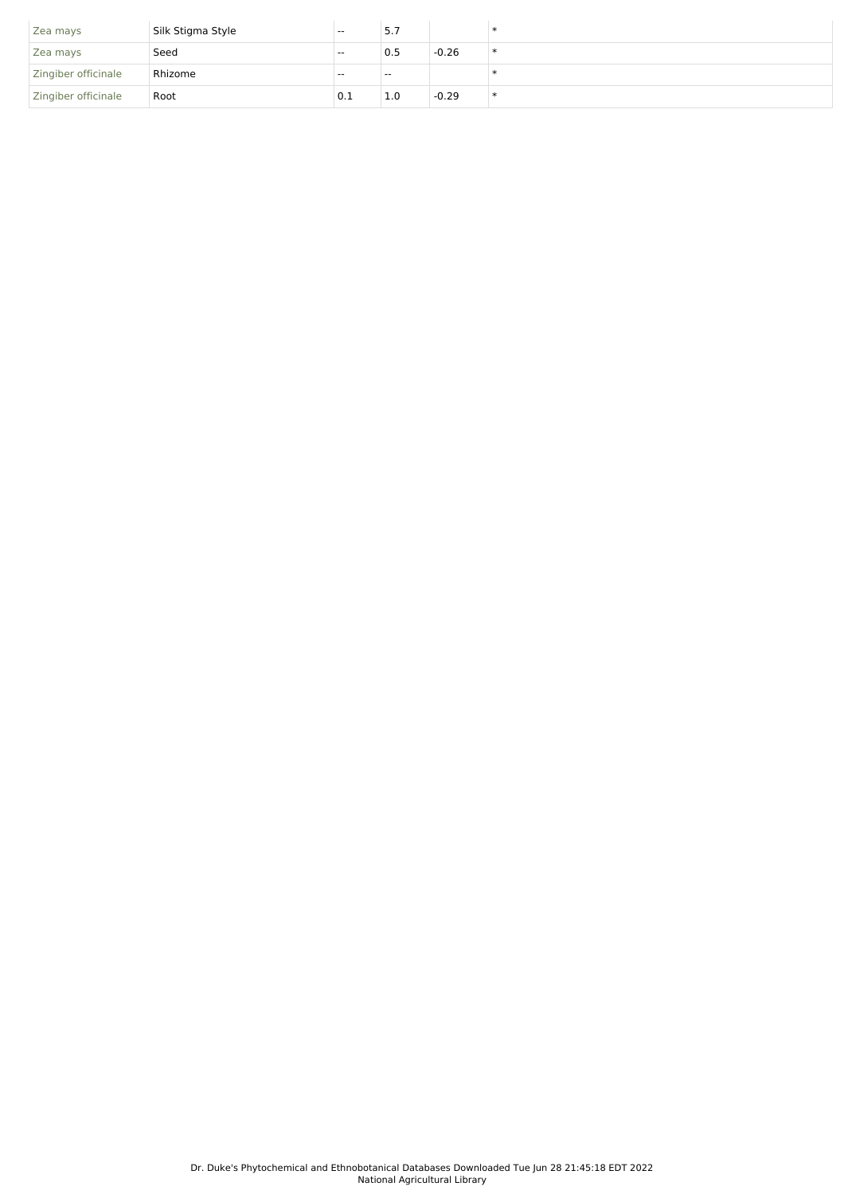| | | | | | |
|---|---|---|---|---|---|
| Zea mays | Silk Stigma Style | -- | 5.7 | | * |
| Zea mays | Seed | -- | 0.5 | -0.26 | * |
| Zingiber officinale | Rhizome | -- | -- | | * |
| Zingiber officinale | Root | 0.1 | 1.0 | -0.29 | * |